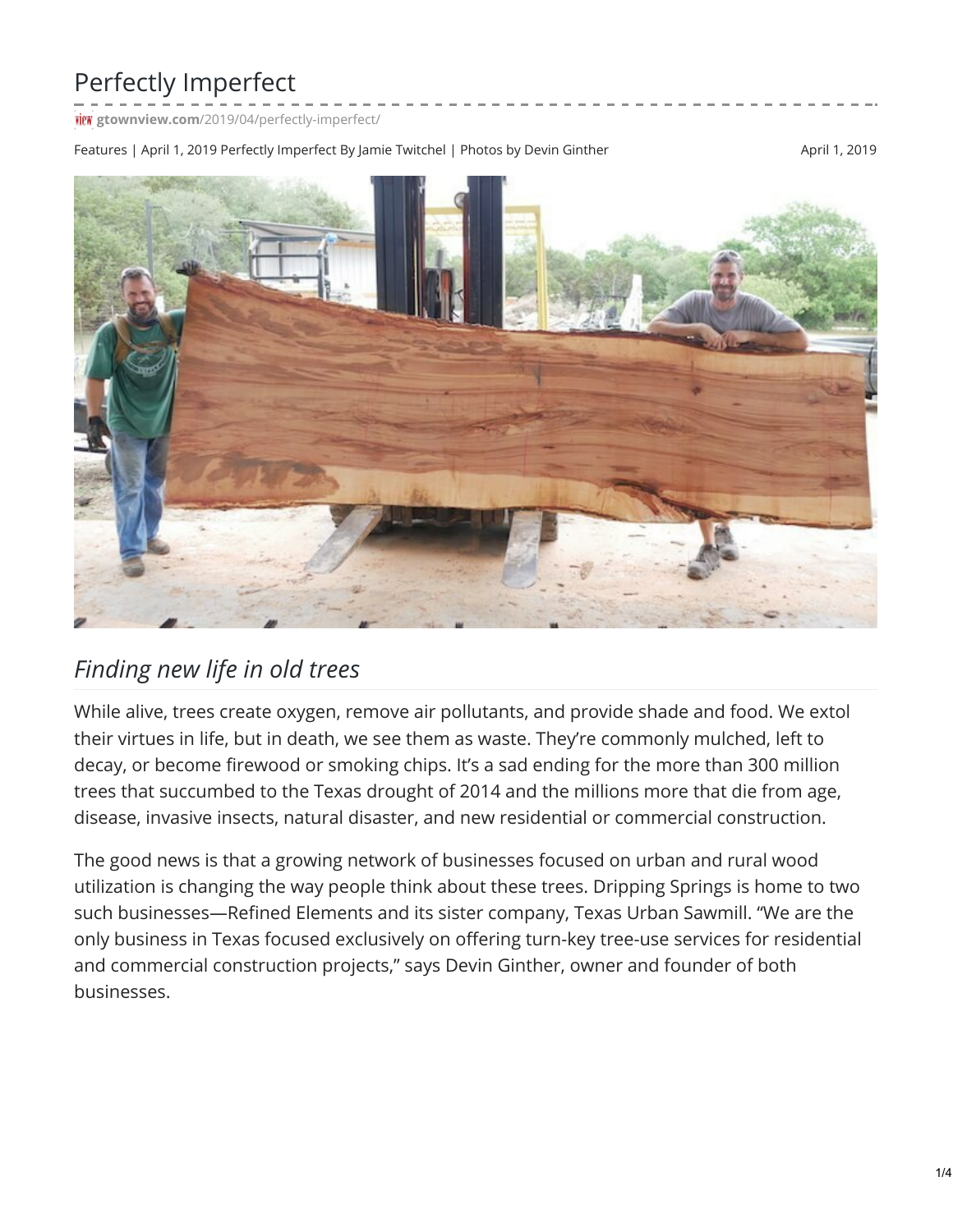# Perfectly Imperfect

gtownview.com/2019/04/perfectly-imperfect/

Features | April 1, 2019 Perfectly Imperfect By Jamie Twitchel | Photos by Devin Ginther April 1, 2019

## *Finding new life in old trees*

While alive, trees create oxygen, remove air pollutants, and provide shade and food. We extol their virtues in life, but in death, we see them as waste. They're commonly mulched, left to decay, or become firewood or smoking chips. It's a sad ending for the more than 300 million trees that succumbed to the Texas drought of 2014 and the millions more that die from age, disease, invasive insects, natural disaster, and new residential or commercial construction.

The good news is that a growing network of businesses focused on urban and rural wood utilization is changing the way people think about these trees. Dripping Springs is home to two such businesses—Refined Elements and its sister company, Texas Urban Sawmill. "We are the only business in Texas focused exclusively on offering turn-key tree-use services for residential and commercial construction projects," says Devin Ginther, owner and founder of both businesses.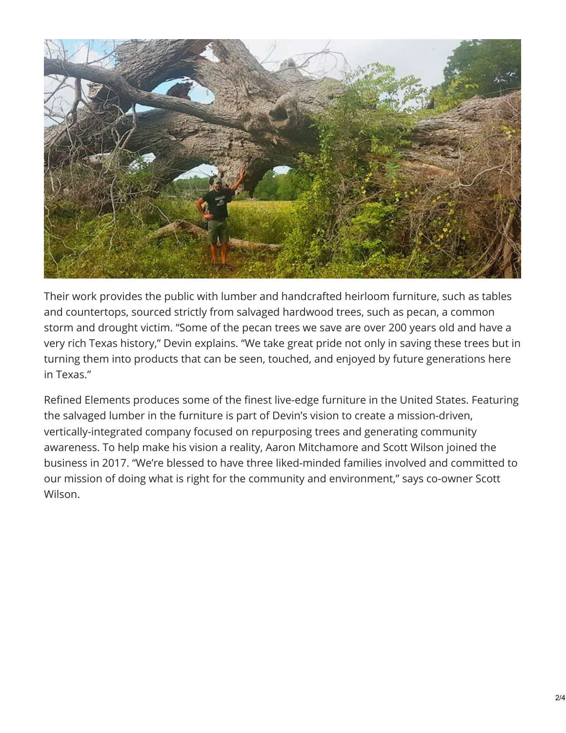Their work provides the public with lumber and handcrafted heirloom furniture, such as tables and countertops, sourced strictly from salvaged hardwood trees, such as pecan, a common storm and drought victim. “Some of the pecan trees we save are over 200 years old and have a very rich Texas history,” Devin explains. “We take great pride not only in saving these trees but in turning them into products that can be seen, touched, and enjoyed by future generations here in Texas.”

Refined Elements produces some of the finest live-edge furniture in the United States. Featuring the salvaged lumber in the furniture is part of Devin’s vision to create a mission-driven, vertically-integrated company focused on repurposing trees and generating community awareness. To help make his vision a reality, Aaron Mitchamore and Scott Wilson joined the business in 2017. “We’re blessed to have three liked-minded families involved and committed to our mission of doing what is right for the community and environment,” says co-owner Scott Wilson.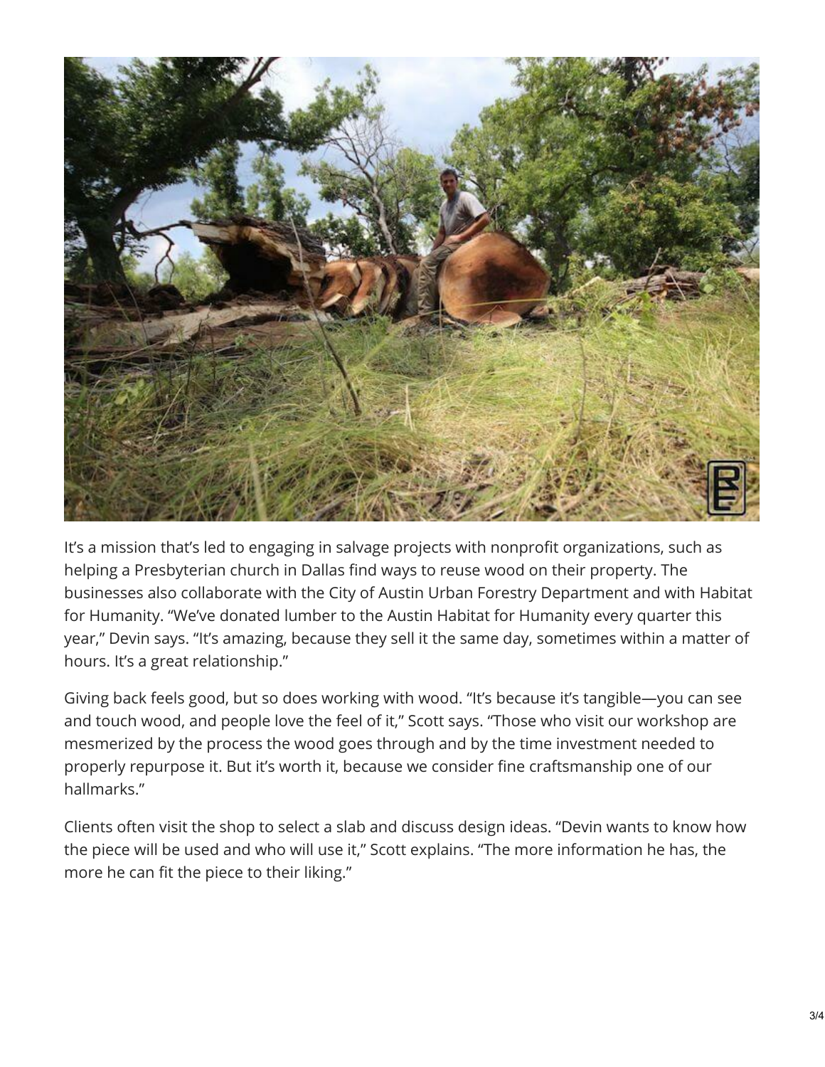It's a mission that's led to engaging in salvage projects with nonprofit organizations, such as helping a Presbyterian church in Dallas find ways to reuse wood on their property. The businesses also collaborate with the City of Austin Urban Forestry Department and with Habitat for Humanity. "We've donated lumber to the Austin Habitat for Humanity every quarter this year," Devin says. "It's amazing, because they sell it the same day, sometimes within a matter of hours. It's a great relationship."

Giving back feels good, but so does working with wood. "It's because it's tangible—you can see and touch wood, and people love the feel of it," Scott says. "Those who visit our workshop are mesmerized by the process the wood goes through and by the time investment needed to properly repurpose it. But it's worth it, because we consider fine craftsmanship one of our hallmarks."

Clients often visit the shop to select a slab and discuss design ideas. "Devin wants to know how the piece will be used and who will use it," Scott explains. "The more information he has, the more he can fit the piece to their liking."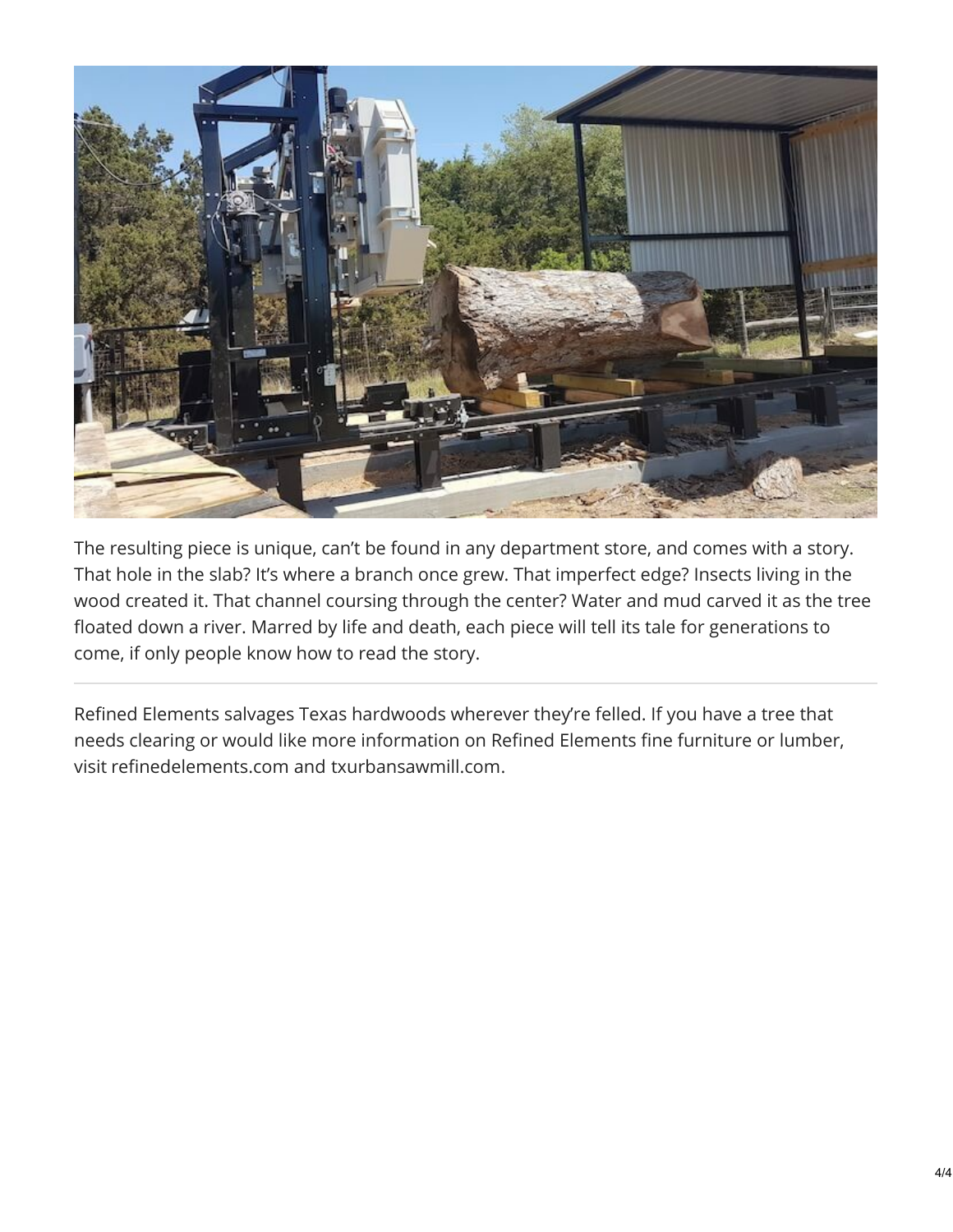The resulting piece is unique, can't be found in any department store, and comes with a story. That hole in the slab? It's where a branch once grew. That imperfect edge? Insects living in the wood created it. That channel coursing through the center? Water and mud carved it as the tree floated down a river. Marred by life and death, each piece will tell its tale for generations to come, if only people know how to read the story.

---

Refined Elements salvages Texas hardwoods wherever they're felled. If you have a tree that needs clearing or would like more information on Refined Elements fine furniture or lumber, visit refinedelements.com and txurbansawmill.com.